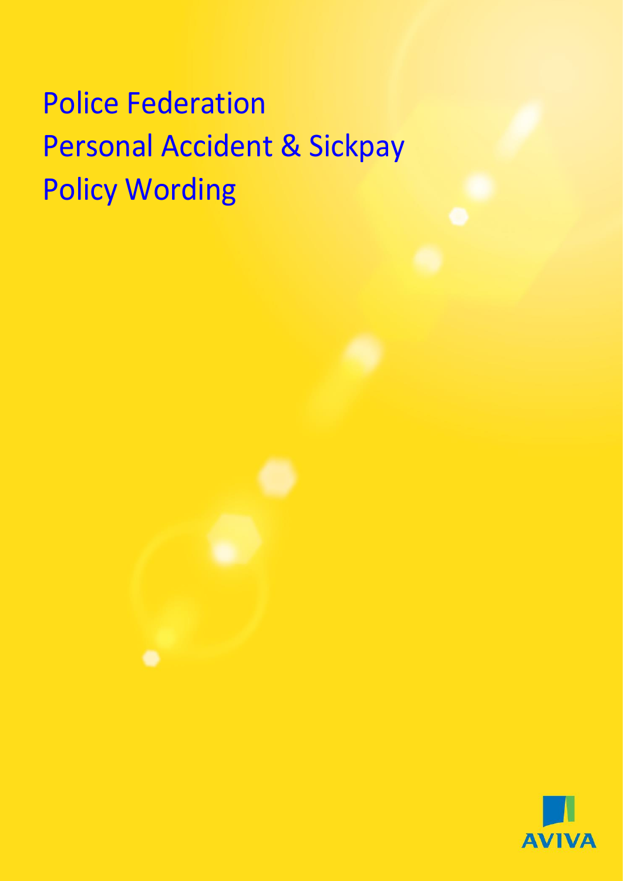# Police Federation
# Personal Accident & Sickpay
# Policy Wording

AVIVA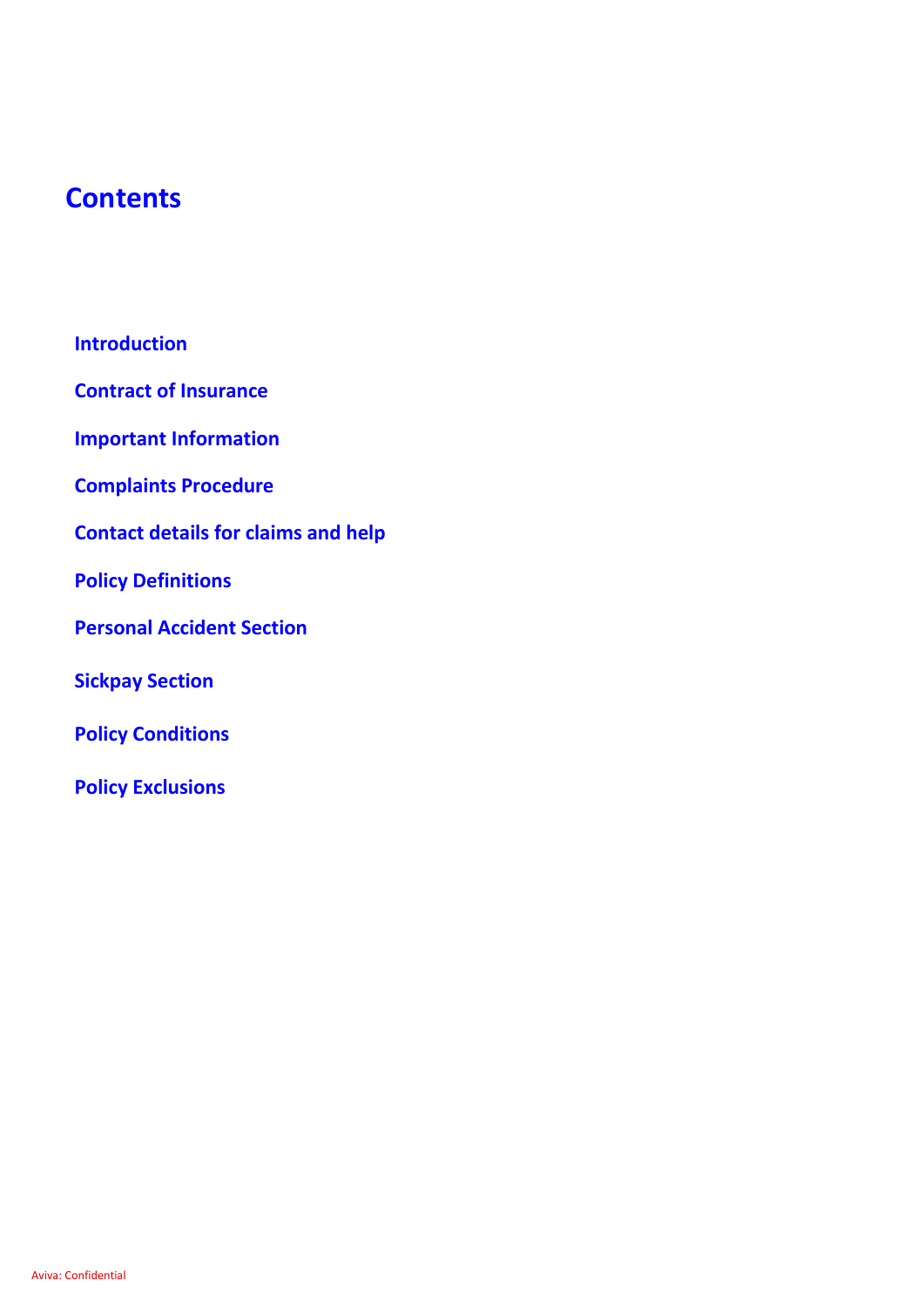# Contents

- Introduction
- Contract of Insurance
- Important Information
- Complaints Procedure
- Contact details for claims and help
- Policy Definitions
- Personal Accident Section
- Sickpay Section
- Policy Conditions
- Policy Exclusions

Aviva: Confidential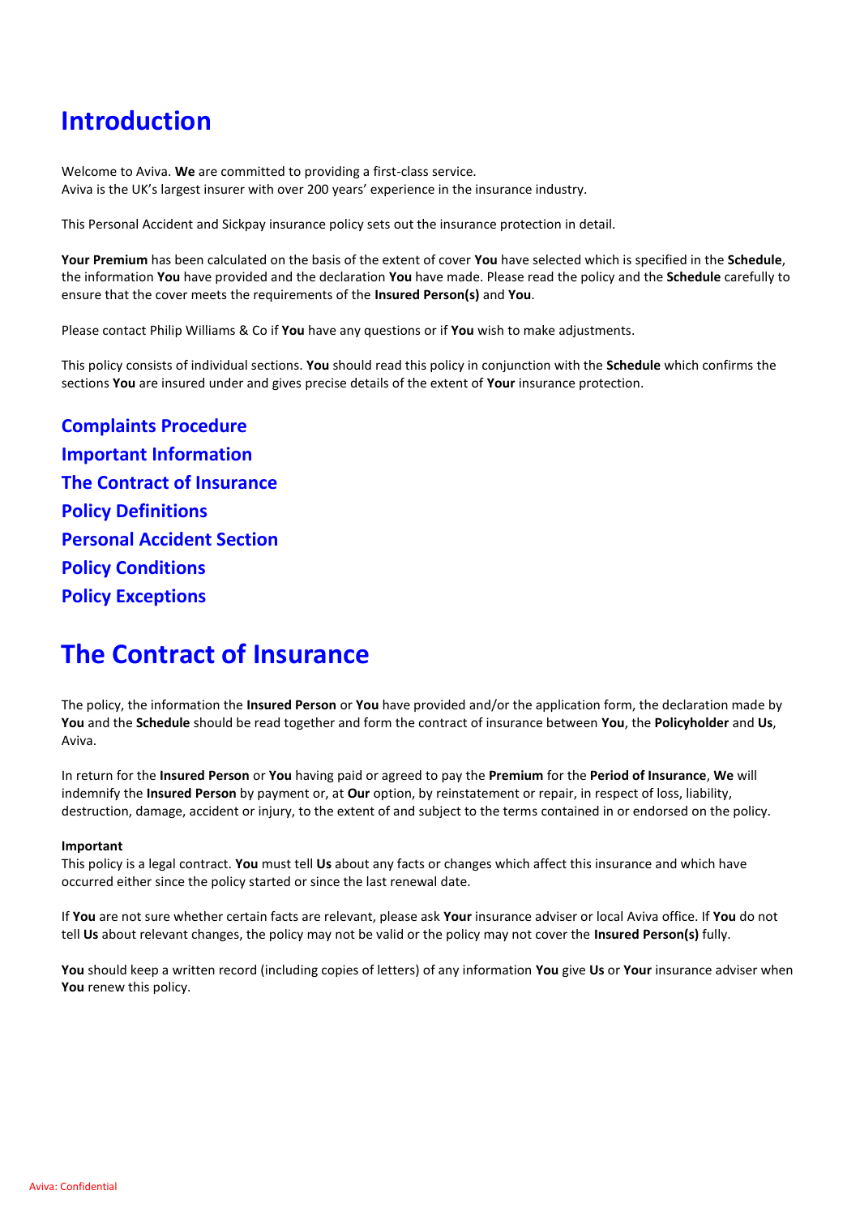# Introduction

Welcome to Aviva. **We** are committed to providing a first-class service.
Aviva is the UK's largest insurer with over 200 years' experience in the insurance industry.

This Personal Accident and Sickpay insurance policy sets out the insurance protection in detail.

**Your Premium** has been calculated on the basis of the extent of cover **You** have selected which is specified in the **Schedule**, the information **You** have provided and the declaration **You** have made. Please read the policy and the **Schedule** carefully to ensure that the cover meets the requirements of the **Insured Person(s)** and **You**.

Please contact Philip Williams & Co if **You** have any questions or if **You** wish to make adjustments.

This policy consists of individual sections. **You** should read this policy in conjunction with the **Schedule** which confirms the sections **You** are insured under and gives precise details of the extent of **Your** insurance protection.

## Complaints Procedure
## Important Information
## The Contract of Insurance
## Policy Definitions
## Personal Accident Section
## Policy Conditions
## Policy Exceptions

# The Contract of Insurance

The policy, the information the **Insured Person** or **You** have provided and/or the application form, the declaration made by **You** and the **Schedule** should be read together and form the contract of insurance between **You**, the **Policyholder** and **Us**, Aviva.

In return for the **Insured Person** or **You** having paid or agreed to pay the **Premium** for the **Period of Insurance**, **We** will indemnify the **Insured Person** by payment or, at **Our** option, by reinstatement or repair, in respect of loss, liability, destruction, damage, accident or injury, to the extent of and subject to the terms contained in or endorsed on the policy.

**Important**
This policy is a legal contract. **You** must tell **Us** about any facts or changes which affect this insurance and which have occurred either since the policy started or since the last renewal date.

If **You** are not sure whether certain facts are relevant, please ask **Your** insurance adviser or local Aviva office. If **You** do not tell **Us** about relevant changes, the policy may not be valid or the policy may not cover the **Insured Person(s)** fully.

**You** should keep a written record (including copies of letters) of any information **You** give **Us** or **Your** insurance adviser when **You** renew this policy.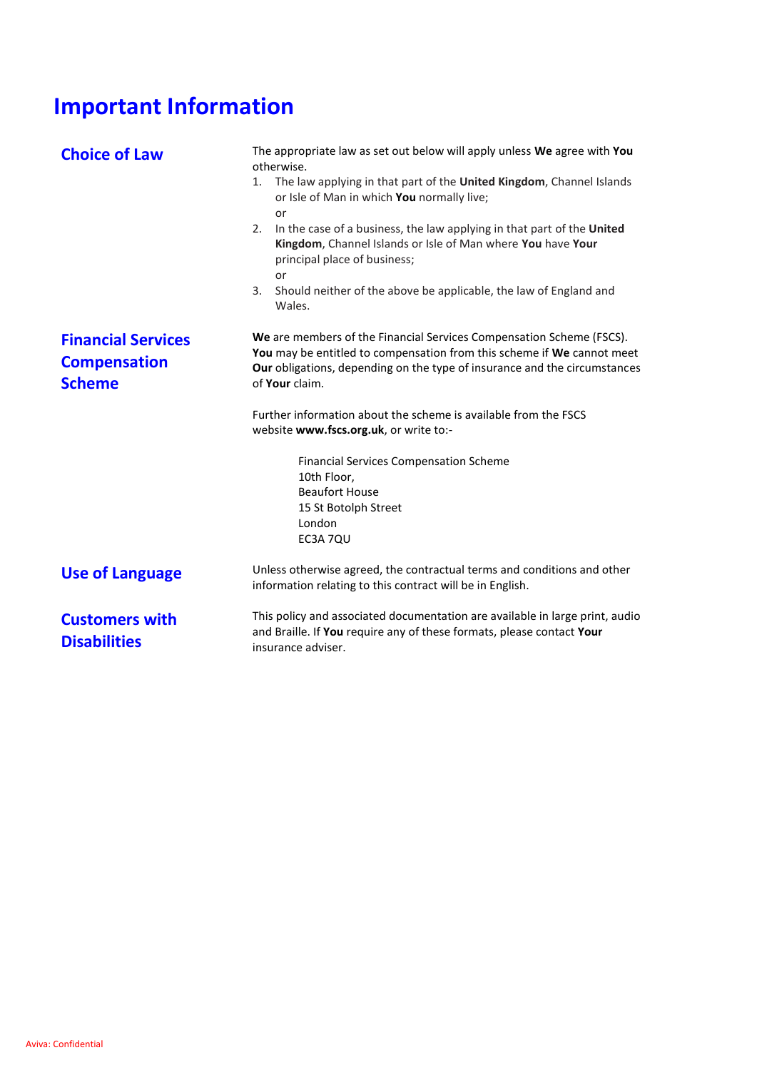# Important Information

## Choice of Law

The appropriate law as set out below will apply unless **We** agree with **You** otherwise.

1. The law applying in that part of the **United Kingdom**, Channel Islands or Isle of Man in which **You** normally live;
   or
2. In the case of a business, the law applying in that part of the **United Kingdom**, Channel Islands or Isle of Man where **You** have **Your** principal place of business;
   or
3. Should neither of the above be applicable, the law of England and Wales.

## Financial Services Compensation Scheme

**We** are members of the Financial Services Compensation Scheme (FSCS). **You** may be entitled to compensation from this scheme if **We** cannot meet **Our** obligations, depending on the type of insurance and the circumstances of **Your** claim.

Further information about the scheme is available from the FSCS website **www.fscs.org.uk**, or write to:-

> Financial Services Compensation Scheme
> 10th Floor,
> Beaufort House
> 15 St Botolph Street
> London
> EC3A 7QU

## Use of Language

Unless otherwise agreed, the contractual terms and conditions and other information relating to this contract will be in English.

## Customers with Disabilities

This policy and associated documentation are available in large print, audio and Braille. If **You** require any of these formats, please contact **Your** insurance adviser.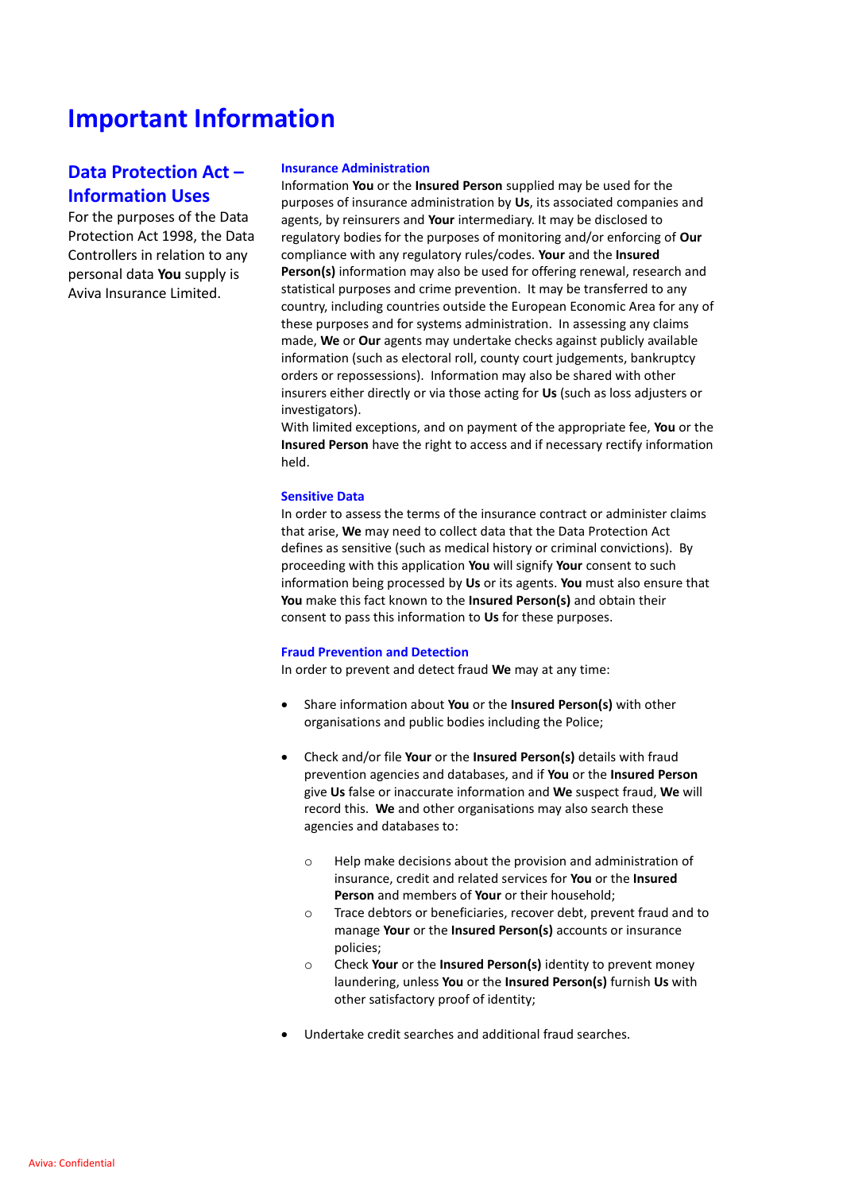# Important Information

## Data Protection Act – Information Uses

For the purposes of the Data Protection Act 1998, the Data Controllers in relation to any personal data **You** supply is Aviva Insurance Limited.

### Insurance Administration

Information **You** or the **Insured Person** supplied may be used for the purposes of insurance administration by **Us**, its associated companies and agents, by reinsurers and **Your** intermediary. It may be disclosed to regulatory bodies for the purposes of monitoring and/or enforcing of **Our** compliance with any regulatory rules/codes. **Your** and the **Insured Person(s)** information may also be used for offering renewal, research and statistical purposes and crime prevention. It may be transferred to any country, including countries outside the European Economic Area for any of these purposes and for systems administration. In assessing any claims made, **We** or **Our** agents may undertake checks against publicly available information (such as electoral roll, county court judgements, bankruptcy orders or repossessions). Information may also be shared with other insurers either directly or via those acting for **Us** (such as loss adjusters or investigators).
With limited exceptions, and on payment of the appropriate fee, **You** or the **Insured Person** have the right to access and if necessary rectify information held.

### Sensitive Data

In order to assess the terms of the insurance contract or administer claims that arise, **We** may need to collect data that the Data Protection Act defines as sensitive (such as medical history or criminal convictions). By proceeding with this application **You** will signify **Your** consent to such information being processed by **Us** or its agents. **You** must also ensure that **You** make this fact known to the **Insured Person(s)** and obtain their consent to pass this information to **Us** for these purposes.

### Fraud Prevention and Detection

In order to prevent and detect fraud **We** may at any time:

- Share information about **You** or the **Insured Person(s)** with other organisations and public bodies including the Police;
- Check and/or file **Your** or the **Insured Person(s)** details with fraud prevention agencies and databases, and if **You** or the **Insured Person** give **Us** false or inaccurate information and **We** suspect fraud, **We** will record this. **We** and other organisations may also search these agencies and databases to:
    - Help make decisions about the provision and administration of insurance, credit and related services for **You** or the **Insured Person** and members of **Your** or their household;
    - Trace debtors or beneficiaries, recover debt, prevent fraud and to manage **Your** or the **Insured Person(s)** accounts or insurance policies;
    - Check **Your** or the **Insured Person(s)** identity to prevent money laundering, unless **You** or the **Insured Person(s)** furnish **Us** with other satisfactory proof of identity;
- Undertake credit searches and additional fraud searches.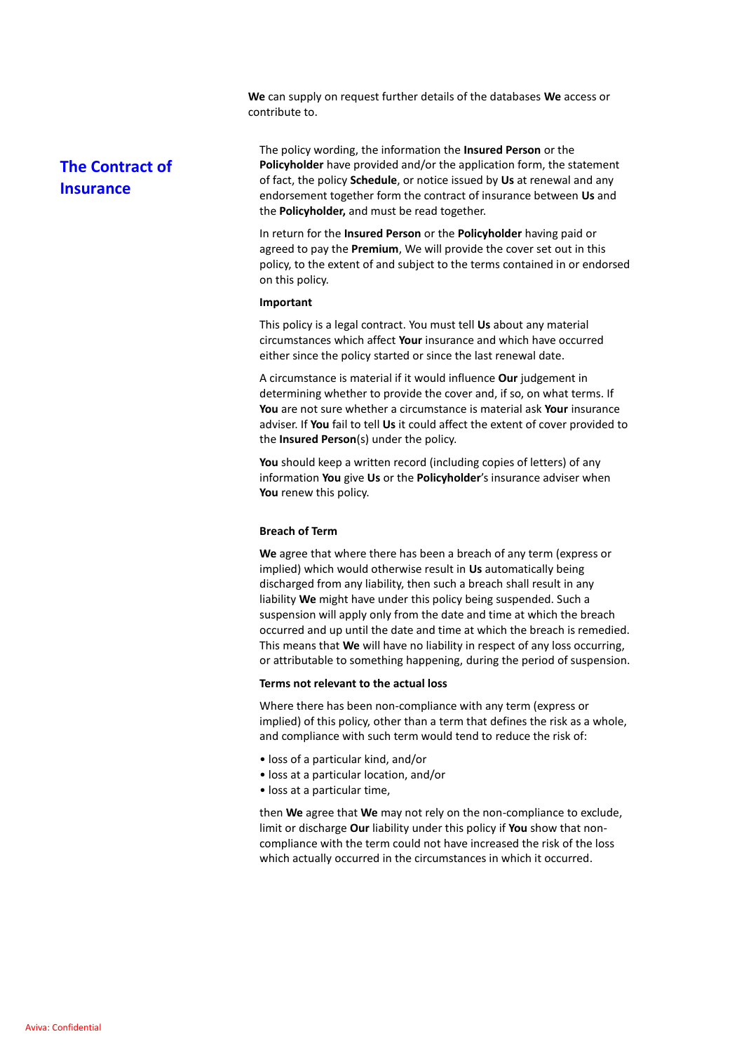**We** can supply on request further details of the databases **We** access or contribute to.

## The Contract of Insurance

The policy wording, the information the **Insured Person** or the **Policyholder** have provided and/or the application form, the statement of fact, the policy **Schedule**, or notice issued by **Us** at renewal and any endorsement together form the contract of insurance between **Us** and the **Policyholder,** and must be read together.

In return for the **Insured Person** or the **Policyholder** having paid or agreed to pay the **Premium**, We will provide the cover set out in this policy, to the extent of and subject to the terms contained in or endorsed on this policy.

**Important**

This policy is a legal contract. You must tell **Us** about any material circumstances which affect **Your** insurance and which have occurred either since the policy started or since the last renewal date.

A circumstance is material if it would influence **Our** judgement in determining whether to provide the cover and, if so, on what terms. If **You** are not sure whether a circumstance is material ask **Your** insurance adviser. If **You** fail to tell **Us** it could affect the extent of cover provided to the **Insured Person**(s) under the policy.

**You** should keep a written record (including copies of letters) of any information **You** give **Us** or the **Policyholder**'s insurance adviser when **You** renew this policy.

**Breach of Term**

**We** agree that where there has been a breach of any term (express or implied) which would otherwise result in **Us** automatically being discharged from any liability, then such a breach shall result in any liability **We** might have under this policy being suspended. Such a suspension will apply only from the date and time at which the breach occurred and up until the date and time at which the breach is remedied. This means that **We** will have no liability in respect of any loss occurring, or attributable to something happening, during the period of suspension.

**Terms not relevant to the actual loss**

Where there has been non-compliance with any term (express or implied) of this policy, other than a term that defines the risk as a whole, and compliance with such term would tend to reduce the risk of:

- loss of a particular kind, and/or
- loss at a particular location, and/or
- loss at a particular time,

then **We** agree that **We** may not rely on the non-compliance to exclude, limit or discharge **Our** liability under this policy if **You** show that non-compliance with the term could not have increased the risk of the loss which actually occurred in the circumstances in which it occurred.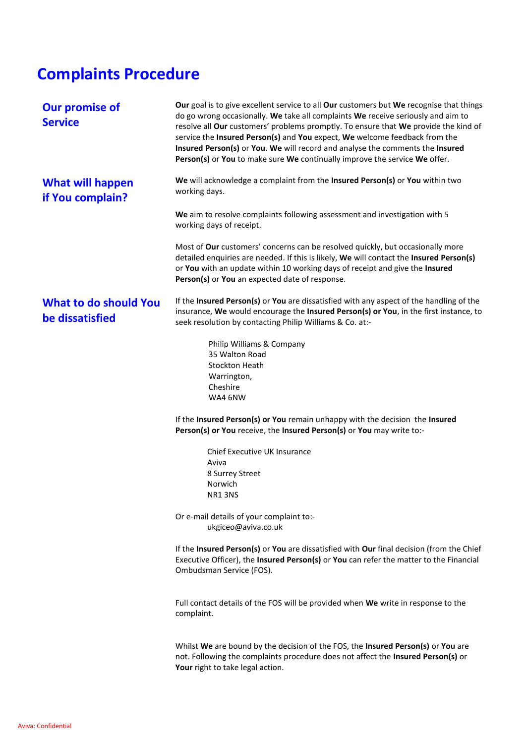# Complaints Procedure

## Our promise of Service

**Our** goal is to give excellent service to all **Our** customers but **We** recognise that things do go wrong occasionally. **We** take all complaints **We** receive seriously and aim to resolve all **Our** customers' problems promptly. To ensure that **We** provide the kind of service the **Insured Person(s)** and **You** expect, **We** welcome feedback from the **Insured Person(s)** or **You**. **We** will record and analyse the comments the **Insured Person(s)** or **You** to make sure **We** continually improve the service **We** offer.

## What will happen if You complain?

**We** will acknowledge a complaint from the **Insured Person(s)** or **You** within two working days.

**We** aim to resolve complaints following assessment and investigation with 5 working days of receipt.

Most of **Our** customers' concerns can be resolved quickly, but occasionally more detailed enquiries are needed. If this is likely, **We** will contact the **Insured Person(s)** or **You** with an update within 10 working days of receipt and give the **Insured Person(s)** or **You** an expected date of response.

## What to do should You be dissatisfied

If the **Insured Person(s)** or **You** are dissatisfied with any aspect of the handling of the insurance, **We** would encourage the **Insured Person(s) or You**, in the first instance, to seek resolution by contacting Philip Williams & Co. at:-

Philip Williams & Company
35 Walton Road
Stockton Heath
Warrington,
Cheshire
WA4 6NW

If the **Insured Person(s) or You** remain unhappy with the decision the **Insured Person(s) or You** receive, the **Insured Person(s)** or **You** may write to:-

Chief Executive UK Insurance
Aviva
8 Surrey Street
Norwich
NR1 3NS

Or e-mail details of your complaint to:-
ukgiceo@aviva.co.uk

If the **Insured Person(s)** or **You** are dissatisfied with **Our** final decision (from the Chief Executive Officer), the **Insured Person(s)** or **You** can refer the matter to the Financial Ombudsman Service (FOS).

Full contact details of the FOS will be provided when **We** write in response to the complaint.

Whilst **We** are bound by the decision of the FOS, the **Insured Person(s)** or **You** are not. Following the complaints procedure does not affect the **Insured Person(s)** or **Your** right to take legal action.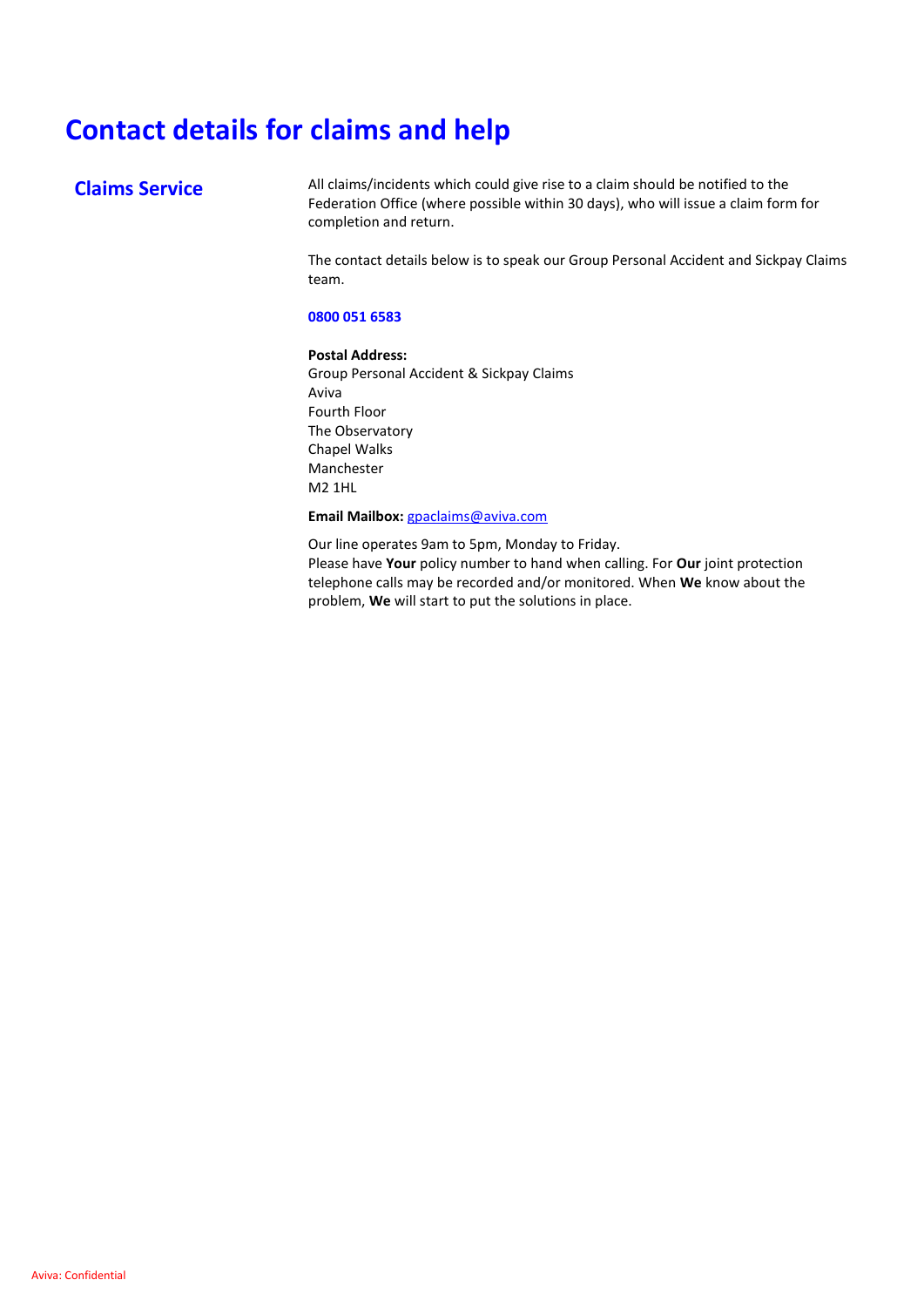# Contact details for claims and help

## Claims Service

All claims/incidents which could give rise to a claim should be notified to the Federation Office (where possible within 30 days), who will issue a claim form for completion and return.

The contact details below is to speak our Group Personal Accident and Sickpay Claims team.

**0800 051 6583**

**Postal Address:**
Group Personal Accident & Sickpay Claims
Aviva
Fourth Floor
The Observatory
Chapel Walks
Manchester
M2 1HL

**Email Mailbox:** gpaclaims@aviva.com

Our line operates 9am to 5pm, Monday to Friday.
Please have **Your** policy number to hand when calling. For **Our** joint protection telephone calls may be recorded and/or monitored. When **We** know about the problem, **We** will start to put the solutions in place.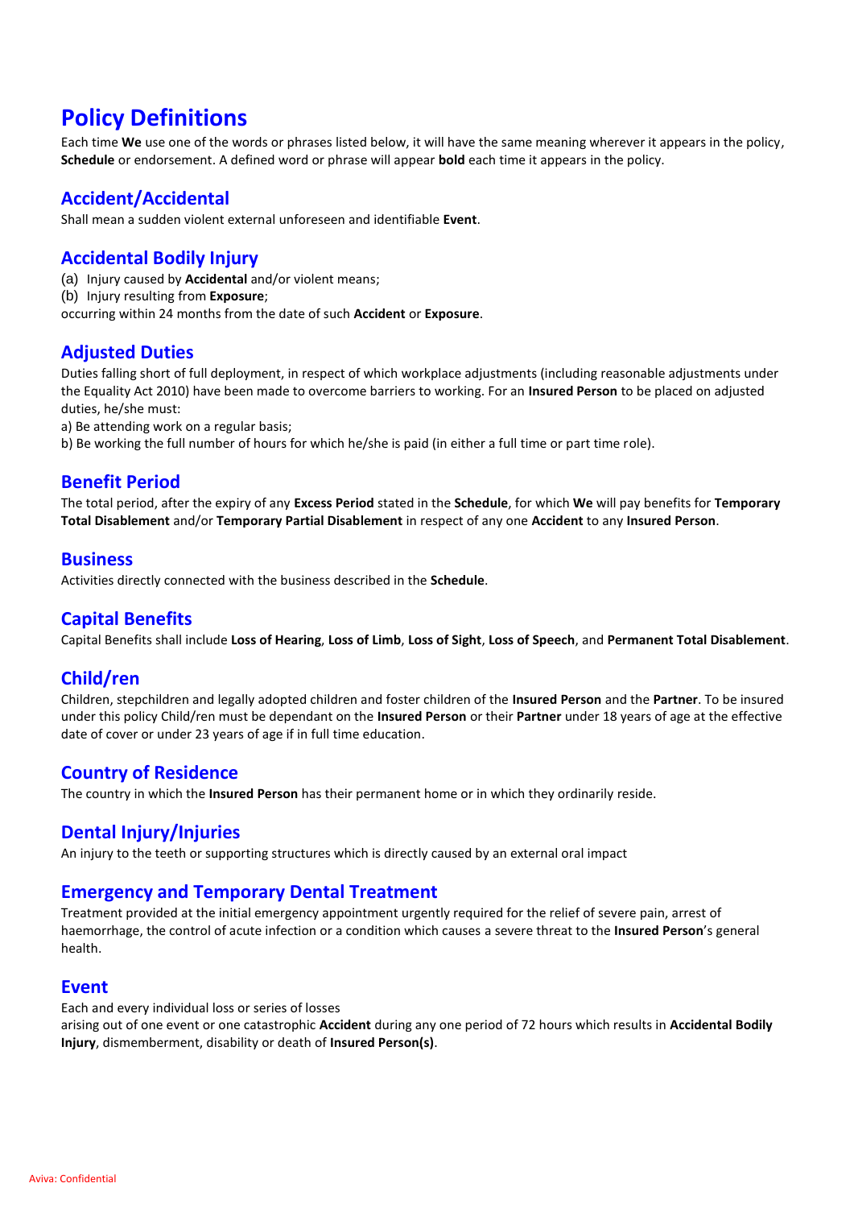# Policy Definitions

Each time **We** use one of the words or phrases listed below, it will have the same meaning wherever it appears in the policy, **Schedule** or endorsement. A defined word or phrase will appear **bold** each time it appears in the policy.

## Accident/Accidental

Shall mean a sudden violent external unforeseen and identifiable **Event**.

## Accidental Bodily Injury

(a) Injury caused by **Accidental** and/or violent means;
(b) Injury resulting from **Exposure**;
occurring within 24 months from the date of such **Accident** or **Exposure**.

## Adjusted Duties

Duties falling short of full deployment, in respect of which workplace adjustments (including reasonable adjustments under the Equality Act 2010) have been made to overcome barriers to working. For an **Insured Person** to be placed on adjusted duties, he/she must:
a) Be attending work on a regular basis;
b) Be working the full number of hours for which he/she is paid (in either a full time or part time role).

## Benefit Period

The total period, after the expiry of any **Excess Period** stated in the **Schedule**, for which **We** will pay benefits for **Temporary Total Disablement** and/or **Temporary Partial Disablement** in respect of any one **Accident** to any **Insured Person**.

## Business

Activities directly connected with the business described in the **Schedule**.

## Capital Benefits

Capital Benefits shall include **Loss of Hearing**, **Loss of Limb**, **Loss of Sight**, **Loss of Speech**, and **Permanent Total Disablement**.

## Child/ren

Children, stepchildren and legally adopted children and foster children of the **Insured Person** and the **Partner**. To be insured under this policy Child/ren must be dependant on the **Insured Person** or their **Partner** under 18 years of age at the effective date of cover or under 23 years of age if in full time education.

## Country of Residence

The country in which the **Insured Person** has their permanent home or in which they ordinarily reside.

## Dental Injury/Injuries

An injury to the teeth or supporting structures which is directly caused by an external oral impact

## Emergency and Temporary Dental Treatment

Treatment provided at the initial emergency appointment urgently required for the relief of severe pain, arrest of haemorrhage, the control of acute infection or a condition which causes a severe threat to the **Insured Person**'s general health.

## Event

Each and every individual loss or series of losses
arising out of one event or one catastrophic **Accident** during any one period of 72 hours which results in **Accidental Bodily Injury**, dismemberment, disability or death of **Insured Person(s)**.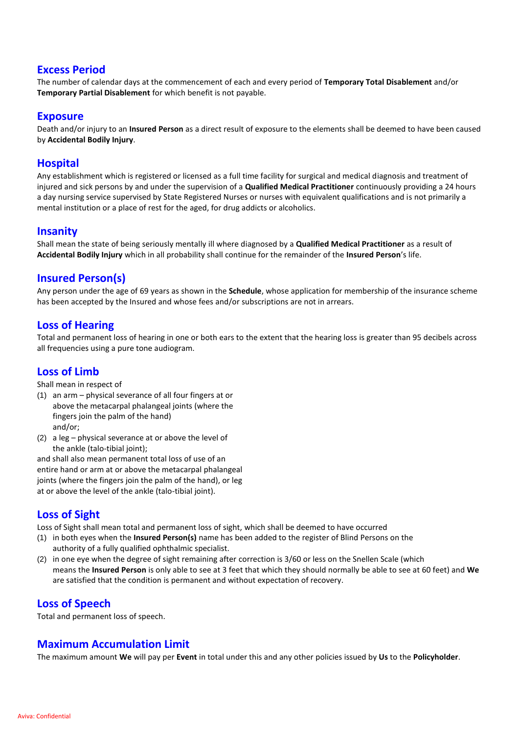## Excess Period

The number of calendar days at the commencement of each and every period of **Temporary Total Disablement** and/or **Temporary Partial Disablement** for which benefit is not payable.

## Exposure

Death and/or injury to an **Insured Person** as a direct result of exposure to the elements shall be deemed to have been caused by **Accidental Bodily Injury**.

## Hospital

Any establishment which is registered or licensed as a full time facility for surgical and medical diagnosis and treatment of injured and sick persons by and under the supervision of a **Qualified Medical Practitioner** continuously providing a 24 hours a day nursing service supervised by State Registered Nurses or nurses with equivalent qualifications and is not primarily a mental institution or a place of rest for the aged, for drug addicts or alcoholics.

## Insanity

Shall mean the state of being seriously mentally ill where diagnosed by a **Qualified Medical Practitioner** as a result of **Accidental Bodily Injury** which in all probability shall continue for the remainder of the **Insured Person**'s life.

## Insured Person(s)

Any person under the age of 69 years as shown in the **Schedule**, whose application for membership of the insurance scheme has been accepted by the Insured and whose fees and/or subscriptions are not in arrears.

## Loss of Hearing

Total and permanent loss of hearing in one or both ears to the extent that the hearing loss is greater than 95 decibels across all frequencies using a pure tone audiogram.

## Loss of Limb

Shall mean in respect of

(1) an arm – physical severance of all four fingers at or above the metacarpal phalangeal joints (where the fingers join the palm of the hand) and/or;

(2) a leg – physical severance at or above the level of the ankle (talo-tibial joint);

and shall also mean permanent total loss of use of an entire hand or arm at or above the metacarpal phalangeal joints (where the fingers join the palm of the hand), or leg at or above the level of the ankle (talo-tibial joint).

## Loss of Sight

Loss of Sight shall mean total and permanent loss of sight, which shall be deemed to have occurred

(1) in both eyes when the **Insured Person(s)** name has been added to the register of Blind Persons on the authority of a fully qualified ophthalmic specialist.

(2) in one eye when the degree of sight remaining after correction is 3/60 or less on the Snellen Scale (which means the **Insured Person** is only able to see at 3 feet that which they should normally be able to see at 60 feet) and **We** are satisfied that the condition is permanent and without expectation of recovery.

## Loss of Speech

Total and permanent loss of speech.

## Maximum Accumulation Limit

The maximum amount **We** will pay per **Event** in total under this and any other policies issued by **Us** to the **Policyholder**.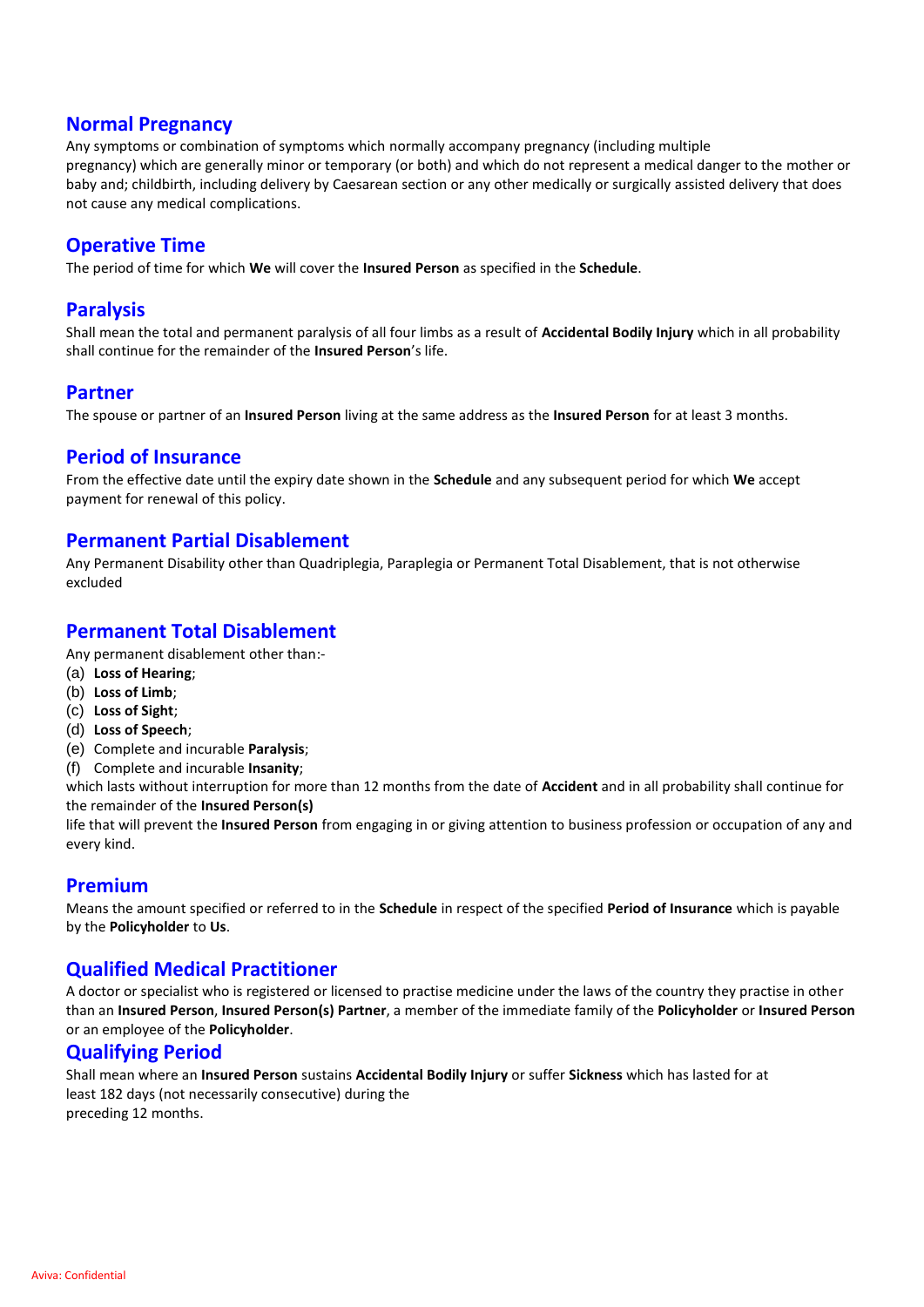## Normal Pregnancy

Any symptoms or combination of symptoms which normally accompany pregnancy (including multiple pregnancy) which are generally minor or temporary (or both) and which do not represent a medical danger to the mother or baby and; childbirth, including delivery by Caesarean section or any other medically or surgically assisted delivery that does not cause any medical complications.

## Operative Time

The period of time for which **We** will cover the **Insured Person** as specified in the **Schedule**.

## Paralysis

Shall mean the total and permanent paralysis of all four limbs as a result of **Accidental Bodily Injury** which in all probability shall continue for the remainder of the **Insured Person**'s life.

## Partner

The spouse or partner of an **Insured Person** living at the same address as the **Insured Person** for at least 3 months.

## Period of Insurance

From the effective date until the expiry date shown in the **Schedule** and any subsequent period for which **We** accept payment for renewal of this policy.

## Permanent Partial Disablement

Any Permanent Disability other than Quadriplegia, Paraplegia or Permanent Total Disablement, that is not otherwise excluded

## Permanent Total Disablement

Any permanent disablement other than:-

(a) **Loss of Hearing**;
(b) **Loss of Limb**;
(c) **Loss of Sight**;
(d) **Loss of Speech**;
(e) Complete and incurable **Paralysis**;
(f) Complete and incurable **Insanity**;

which lasts without interruption for more than 12 months from the date of **Accident** and in all probability shall continue for the remainder of the **Insured Person(s)** life that will prevent the **Insured Person** from engaging in or giving attention to business profession or occupation of any and every kind.

## Premium

Means the amount specified or referred to in the **Schedule** in respect of the specified **Period of Insurance** which is payable by the **Policyholder** to **Us**.

## Qualified Medical Practitioner

A doctor or specialist who is registered or licensed to practise medicine under the laws of the country they practise in other than an **Insured Person**, **Insured Person(s) Partner**, a member of the immediate family of the **Policyholder** or **Insured Person** or an employee of the **Policyholder**.

## Qualifying Period

Shall mean where an **Insured Person** sustains **Accidental Bodily Injury** or suffer **Sickness** which has lasted for at least 182 days (not necessarily consecutive) during the preceding 12 months.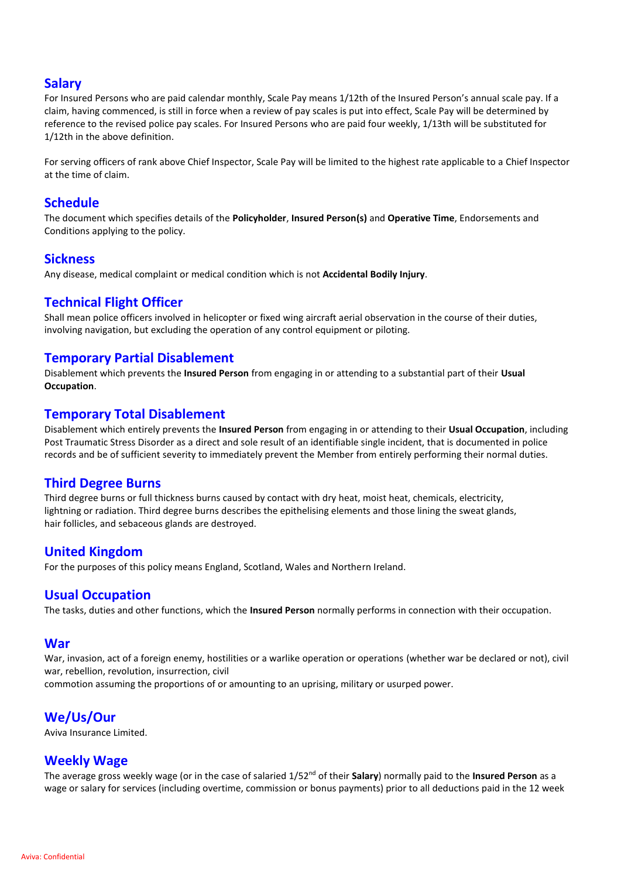## Salary

For Insured Persons who are paid calendar monthly, Scale Pay means 1/12th of the Insured Person's annual scale pay. If a claim, having commenced, is still in force when a review of pay scales is put into effect, Scale Pay will be determined by reference to the revised police pay scales. For Insured Persons who are paid four weekly, 1/13th will be substituted for 1/12th in the above definition.

For serving officers of rank above Chief Inspector, Scale Pay will be limited to the highest rate applicable to a Chief Inspector at the time of claim.

## Schedule

The document which specifies details of the **Policyholder**, **Insured Person(s)** and **Operative Time**, Endorsements and Conditions applying to the policy.

## Sickness

Any disease, medical complaint or medical condition which is not **Accidental Bodily Injury**.

## Technical Flight Officer

Shall mean police officers involved in helicopter or fixed wing aircraft aerial observation in the course of their duties, involving navigation, but excluding the operation of any control equipment or piloting.

## Temporary Partial Disablement

Disablement which prevents the **Insured Person** from engaging in or attending to a substantial part of their **Usual Occupation**.

## Temporary Total Disablement

Disablement which entirely prevents the **Insured Person** from engaging in or attending to their **Usual Occupation**, including Post Traumatic Stress Disorder as a direct and sole result of an identifiable single incident, that is documented in police records and be of sufficient severity to immediately prevent the Member from entirely performing their normal duties.

## Third Degree Burns

Third degree burns or full thickness burns caused by contact with dry heat, moist heat, chemicals, electricity, lightning or radiation. Third degree burns describes the epithelising elements and those lining the sweat glands, hair follicles, and sebaceous glands are destroyed.

## United Kingdom

For the purposes of this policy means England, Scotland, Wales and Northern Ireland.

## Usual Occupation

The tasks, duties and other functions, which the **Insured Person** normally performs in connection with their occupation.

## War

War, invasion, act of a foreign enemy, hostilities or a warlike operation or operations (whether war be declared or not), civil war, rebellion, revolution, insurrection, civil
commotion assuming the proportions of or amounting to an uprising, military or usurped power.

## We/Us/Our

Aviva Insurance Limited.

## Weekly Wage

The average gross weekly wage (or in the case of salaried 1/52nd of their **Salary**) normally paid to the **Insured Person** as a wage or salary for services (including overtime, commission or bonus payments) prior to all deductions paid in the 12 week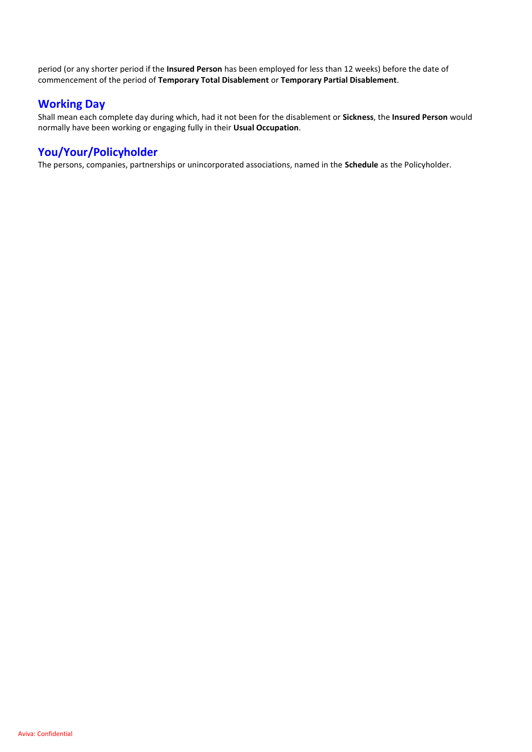period (or any shorter period if the **Insured Person** has been employed for less than 12 weeks) before the date of commencement of the period of **Temporary Total Disablement** or **Temporary Partial Disablement**.

## Working Day

Shall mean each complete day during which, had it not been for the disablement or **Sickness**, the **Insured Person** would normally have been working or engaging fully in their **Usual Occupation**.

## You/Your/Policyholder

The persons, companies, partnerships or unincorporated associations, named in the **Schedule** as the Policyholder.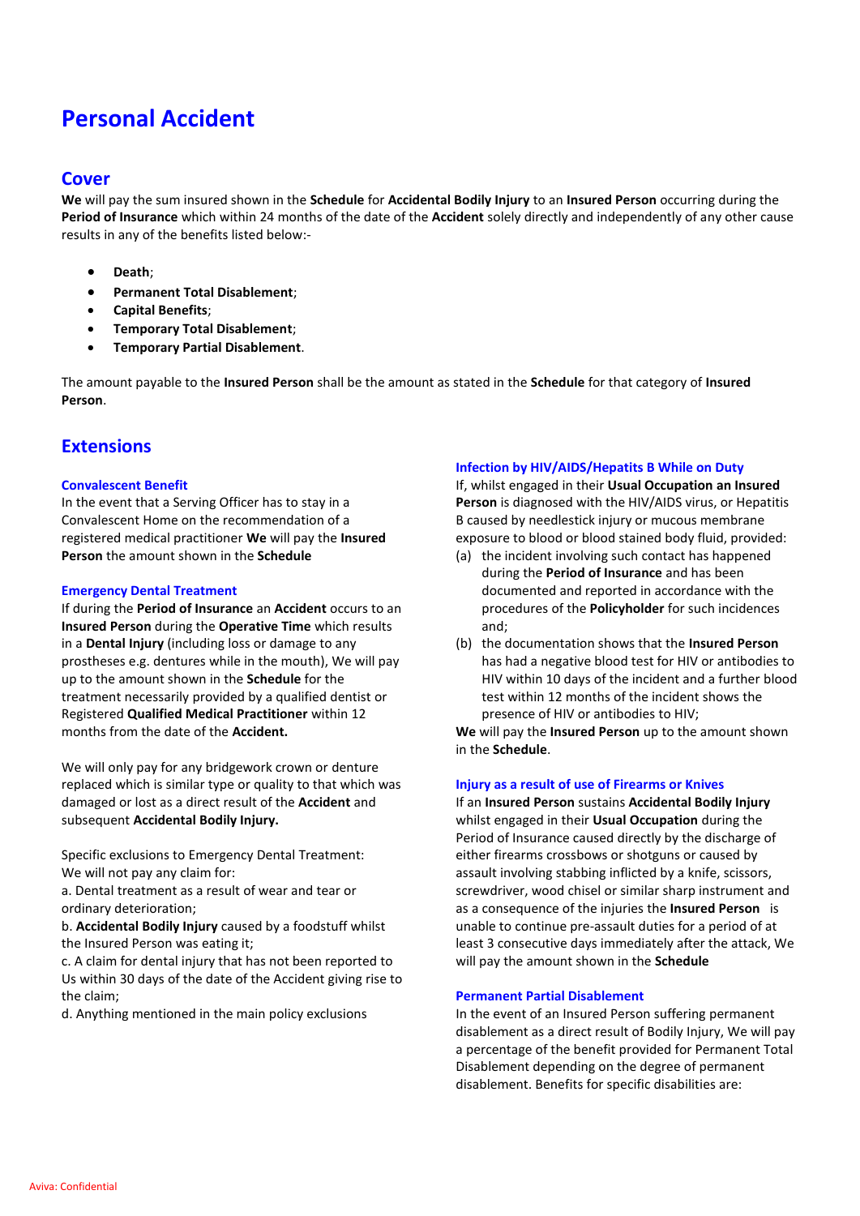# Personal Accident

## Cover

**We** will pay the sum insured shown in the **Schedule** for **Accidental Bodily Injury** to an **Insured Person** occurring during the **Period of Insurance** which within 24 months of the date of the **Accident** solely directly and independently of any other cause results in any of the benefits listed below:-

- **Death**;
- **Permanent Total Disablement**;
- **Capital Benefits**;
- **Temporary Total Disablement**;
- **Temporary Partial Disablement**.

The amount payable to the **Insured Person** shall be the amount as stated in the **Schedule** for that category of **Insured Person**.

## Extensions

### Convalescent Benefit

In the event that a Serving Officer has to stay in a Convalescent Home on the recommendation of a registered medical practitioner **We** will pay the **Insured Person** the amount shown in the **Schedule**

### Emergency Dental Treatment

If during the **Period of Insurance** an **Accident** occurs to an **Insured Person** during the **Operative Time** which results in a **Dental Injury** (including loss or damage to any prostheses e.g. dentures while in the mouth), We will pay up to the amount shown in the **Schedule** for the treatment necessarily provided by a qualified dentist or Registered **Qualified Medical Practitioner** within 12 months from the date of the **Accident.**

We will only pay for any bridgework crown or denture replaced which is similar type or quality to that which was damaged or lost as a direct result of the **Accident** and subsequent **Accidental Bodily Injury.**

Specific exclusions to Emergency Dental Treatment:
We will not pay any claim for:
a. Dental treatment as a result of wear and tear or ordinary deterioration;
b. **Accidental Bodily Injury** caused by a foodstuff whilst the Insured Person was eating it;
c. A claim for dental injury that has not been reported to Us within 30 days of the date of the Accident giving rise to the claim;
d. Anything mentioned in the main policy exclusions

### Infection by HIV/AIDS/Hepatits B While on Duty

If, whilst engaged in their **Usual Occupation an Insured Person** is diagnosed with the HIV/AIDS virus, or Hepatitis B caused by needlestick injury or mucous membrane exposure to blood or blood stained body fluid, provided:

(a) the incident involving such contact has happened during the **Period of Insurance** and has been documented and reported in accordance with the procedures of the **Policyholder** for such incidences and;

(b) the documentation shows that the **Insured Person** has had a negative blood test for HIV or antibodies to HIV within 10 days of the incident and a further blood test within 12 months of the incident shows the presence of HIV or antibodies to HIV;

**We** will pay the **Insured Person** up to the amount shown in the **Schedule**.

### Injury as a result of use of Firearms or Knives

If an **Insured Person** sustains **Accidental Bodily Injury** whilst engaged in their **Usual Occupation** during the Period of Insurance caused directly by the discharge of either firearms crossbows or shotguns or caused by assault involving stabbing inflicted by a knife, scissors, screwdriver, wood chisel or similar sharp instrument and as a consequence of the injuries the **Insured Person** is unable to continue pre-assault duties for a period of at least 3 consecutive days immediately after the attack, We will pay the amount shown in the **Schedule**

### Permanent Partial Disablement

In the event of an Insured Person suffering permanent disablement as a direct result of Bodily Injury, We will pay a percentage of the benefit provided for Permanent Total Disablement depending on the degree of permanent disablement. Benefits for specific disabilities are: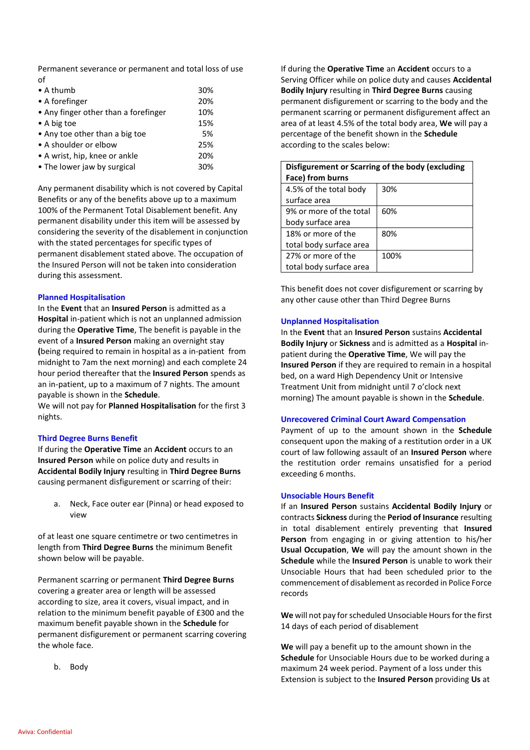Permanent severance or permanent and total loss of use of

| | |
|---|---|
| • A thumb | 30% |
| • A forefinger | 20% |
| • Any finger other than a forefinger | 10% |
| • A big toe | 15% |
| • Any toe other than a big toe | 5% |
| • A shoulder or elbow | 25% |
| • A wrist, hip, knee or ankle | 20% |
| • The lower jaw by surgical | 30% |

Any permanent disability which is not covered by Capital Benefits or any of the benefits above up to a maximum 100% of the Permanent Total Disablement benefit. Any permanent disability under this item will be assessed by considering the severity of the disablement in conjunction with the stated percentages for specific types of permanent disablement stated above. The occupation of the Insured Person will not be taken into consideration during this assessment.

### Planned Hospitalisation

In the **Event** that an **Insured Person** is admitted as a **Hospital** in-patient which is not an unplanned admission during the **Operative Time**, The benefit is payable in the event of a **Insured Person** making an overnight stay **(**being required to remain in hospital as a in-patient from midnight to 7am the next morning) and each complete 24 hour period thereafter that the **Insured Person** spends as an in-patient, up to a maximum of 7 nights. The amount payable is shown in the **Schedule**.
We will not pay for **Planned Hospitalisation** for the first 3 nights.

### Third Degree Burns Benefit

If during the **Operative Time** an **Accident** occurs to an **Insured Person** while on police duty and results in **Accidental Bodily Injury** resulting in **Third Degree Burns** causing permanent disfigurement or scarring of their:

a. Neck, Face outer ear (Pinna) or head exposed to view

of at least one square centimetre or two centimetres in length from **Third Degree Burns** the minimum Benefit shown below will be payable.

Permanent scarring or permanent **Third Degree Burns** covering a greater area or length will be assessed according to size, area it covers, visual impact, and in relation to the minimum benefit payable of £300 and the maximum benefit payable shown in the **Schedule** for permanent disfigurement or permanent scarring covering the whole face.

b. Body

If during the **Operative Time** an **Accident** occurs to a Serving Officer while on police duty and causes **Accidental Bodily Injury** resulting in **Third Degree Burns** causing permanent disfigurement or scarring to the body and the permanent scarring or permanent disfigurement affect an area of at least 4.5% of the total body area, **We** will pay a percentage of the benefit shown in the **Schedule** according to the scales below:

| Disfigurement or Scarring of the body (excluding Face) from burns | |
|---|---|
| 4.5% of the total body surface area | 30% |
| 9% or more of the total body surface area | 60% |
| 18% or more of the total body surface area | 80% |
| 27% or more of the total body surface area | 100% |

This benefit does not cover disfigurement or scarring by any other cause other than Third Degree Burns

### Unplanned Hospitalisation

In the **Event** that an **Insured Person** sustains **Accidental Bodily Injury** or **Sickness** and is admitted as a **Hospital** in-patient during the **Operative Time**, We will pay the **Insured Person** if they are required to remain in a hospital bed, on a ward High Dependency Unit or Intensive Treatment Unit from midnight until 7 o'clock next morning) The amount payable is shown in the **Schedule**.

### Unrecovered Criminal Court Award Compensation

Payment of up to the amount shown in the **Schedule** consequent upon the making of a restitution order in a UK court of law following assault of an **Insured Person** where the restitution order remains unsatisfied for a period exceeding 6 months.

### Unsociable Hours Benefit

If an **Insured Person** sustains **Accidental Bodily Injury** or contracts **Sickness** during the **Period of Insurance** resulting in total disablement entirely preventing that **Insured Person** from engaging in or giving attention to his/her **Usual Occupation**, **We** will pay the amount shown in the **Schedule** while the **Insured Person** is unable to work their Unsociable Hours that had been scheduled prior to the commencement of disablement as recorded in Police Force records

**We** will not pay for scheduled Unsociable Hours for the first 14 days of each period of disablement

**We** will pay a benefit up to the amount shown in the **Schedule** for Unsociable Hours due to be worked during a maximum 24 week period. Payment of a loss under this Extension is subject to the **Insured Person** providing **Us** at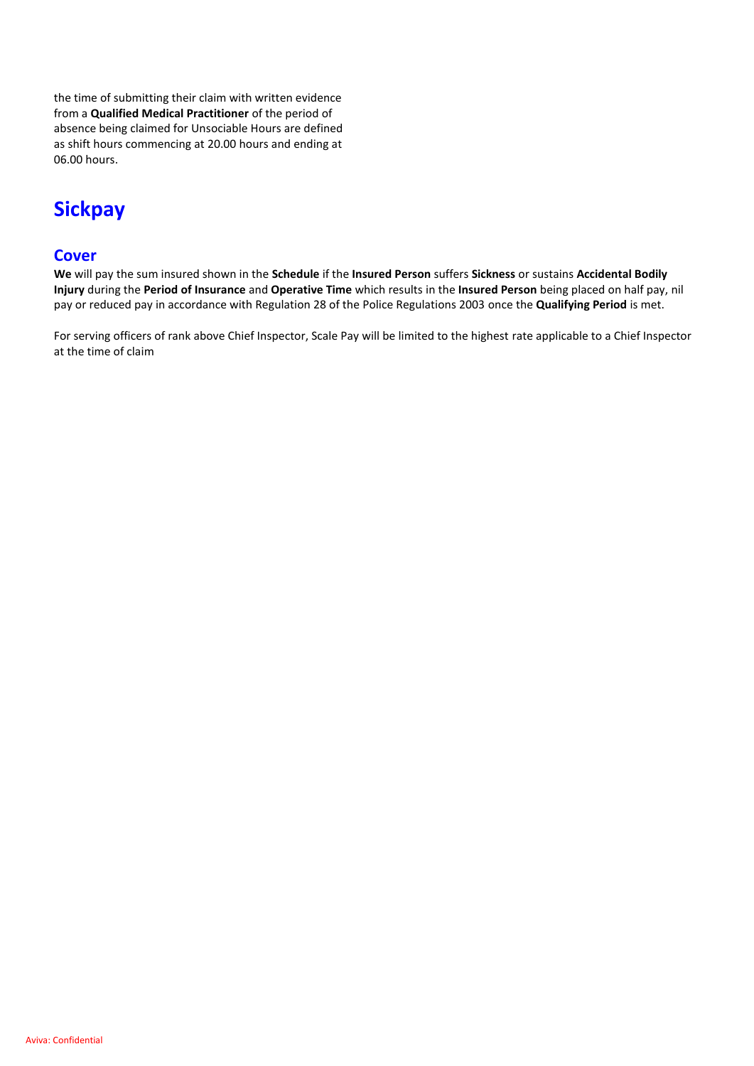the time of submitting their claim with written evidence from a **Qualified Medical Practitioner** of the period of absence being claimed for Unsociable Hours are defined as shift hours commencing at 20.00 hours and ending at 06.00 hours.

# Sickpay

## Cover

**We** will pay the sum insured shown in the **Schedule** if the **Insured Person** suffers **Sickness** or sustains **Accidental Bodily Injury** during the **Period of Insurance** and **Operative Time** which results in the **Insured Person** being placed on half pay, nil pay or reduced pay in accordance with Regulation 28 of the Police Regulations 2003 once the **Qualifying Period** is met.

For serving officers of rank above Chief Inspector, Scale Pay will be limited to the highest rate applicable to a Chief Inspector at the time of claim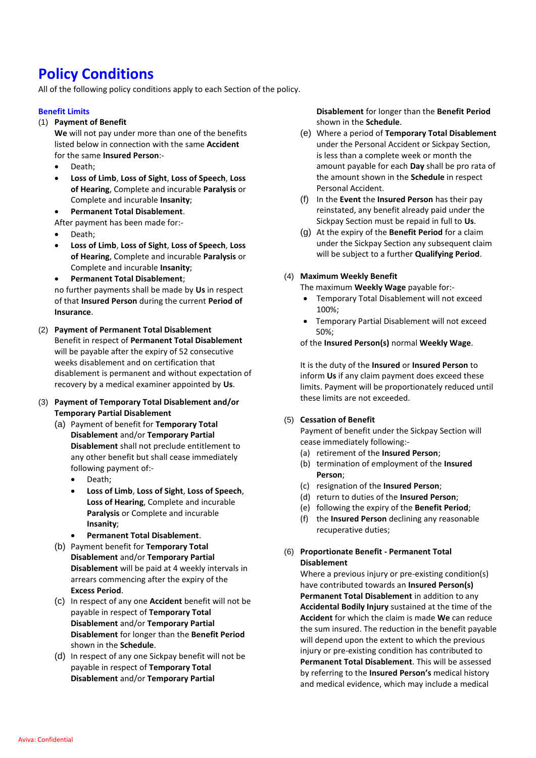# Policy Conditions

All of the following policy conditions apply to each Section of the policy.

## Benefit Limits

(1) **Payment of Benefit**

**We** will not pay under more than one of the benefits listed below in connection with the same **Accident** for the same **Insured Person**:-

- Death;
- **Loss of Limb**, **Loss of Sight**, **Loss of Speech**, **Loss of Hearing**, Complete and incurable **Paralysis** or Complete and incurable **Insanity**;
- **Permanent Total Disablement**.

After payment has been made for:-

- Death;
- **Loss of Limb**, **Loss of Sight**, **Loss of Speech**, **Loss of Hearing**, Complete and incurable **Paralysis** or Complete and incurable **Insanity**;
- **Permanent Total Disablement**;

no further payments shall be made by **Us** in respect of that **Insured Person** during the current **Period of Insurance**.

(2) **Payment of Permanent Total Disablement**

Benefit in respect of **Permanent Total Disablement** will be payable after the expiry of 52 consecutive weeks disablement and on certification that disablement is permanent and without expectation of recovery by a medical examiner appointed by **Us**.

(3) **Payment of Temporary Total Disablement and/or Temporary Partial Disablement**

(a) Payment of benefit for **Temporary Total Disablement** and/or **Temporary Partial Disablement** shall not preclude entitlement to any other benefit but shall cease immediately following payment of:-

- Death;
- **Loss of Limb**, **Loss of Sight**, **Loss of Speech**, **Loss of Hearing**, Complete and incurable **Paralysis** or Complete and incurable **Insanity**;
- **Permanent Total Disablement**.

(b) Payment benefit for **Temporary Total Disablement** and/or **Temporary Partial Disablement** will be paid at 4 weekly intervals in arrears commencing after the expiry of the **Excess Period**.

(c) In respect of any one **Accident** benefit will not be payable in respect of **Temporary Total Disablement** and/or **Temporary Partial Disablement** for longer than the **Benefit Period** shown in the **Schedule**.

(d) In respect of any one Sickpay benefit will not be payable in respect of **Temporary Total Disablement** and/or **Temporary Partial Disablement** for longer than the **Benefit Period** shown in the **Schedule**.

(e) Where a period of **Temporary Total Disablement** under the Personal Accident or Sickpay Section, is less than a complete week or month the amount payable for each **Day** shall be pro rata of the amount shown in the **Schedule** in respect Personal Accident.

(f) In the **Event** the **Insured Person** has their pay reinstated, any benefit already paid under the Sickpay Section must be repaid in full to **Us**.

(g) At the expiry of the **Benefit Period** for a claim under the Sickpay Section any subsequent claim will be subject to a further **Qualifying Period**.

(4) **Maximum Weekly Benefit**

The maximum **Weekly Wage** payable for:-

- Temporary Total Disablement will not exceed 100%;
- Temporary Partial Disablement will not exceed 50%;

of the **Insured Person(s)** normal **Weekly Wage**.

It is the duty of the **Insured** or **Insured Person** to inform **Us** if any claim payment does exceed these limits. Payment will be proportionately reduced until these limits are not exceeded.

(5) **Cessation of Benefit**

Payment of benefit under the Sickpay Section will cease immediately following:-

(a) retirement of the **Insured Person**;
(b) termination of employment of the **Insured Person**;
(c) resignation of the **Insured Person**;
(d) return to duties of the **Insured Person**;
(e) following the expiry of the **Benefit Period**;
(f) the **Insured Person** declining any reasonable recuperative duties;

(6) **Proportionate Benefit - Permanent Total Disablement**

Where a previous injury or pre-existing condition(s) have contributed towards an **Insured Person(s) Permanent Total Disablement** in addition to any **Accidental Bodily Injury** sustained at the time of the **Accident** for which the claim is made **We** can reduce the sum insured. The reduction in the benefit payable will depend upon the extent to which the previous injury or pre-existing condition has contributed to **Permanent Total Disablement**. This will be assessed by referring to the **Insured Person's** medical history and medical evidence, which may include a medical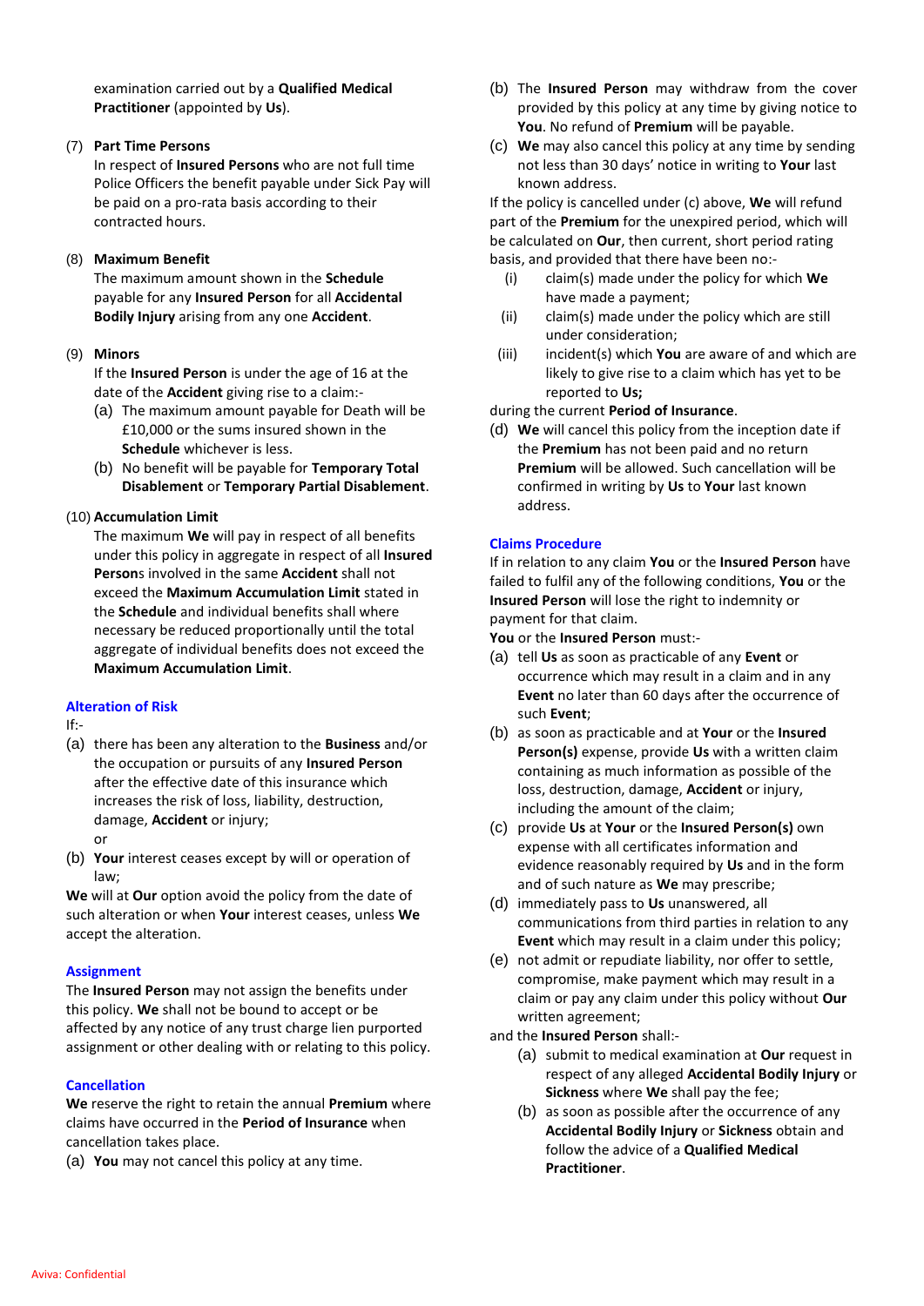examination carried out by a **Qualified Medical Practitioner** (appointed by **Us**).

(7) **Part Time Persons**
In respect of **Insured Persons** who are not full time Police Officers the benefit payable under Sick Pay will be paid on a pro-rata basis according to their contracted hours.

(8) **Maximum Benefit**
The maximum amount shown in the **Schedule** payable for any **Insured Person** for all **Accidental Bodily Injury** arising from any one **Accident**.

(9) **Minors**
If the **Insured Person** is under the age of 16 at the date of the **Accident** giving rise to a claim:-
(a) The maximum amount payable for Death will be £10,000 or the sums insured shown in the **Schedule** whichever is less.
(b) No benefit will be payable for **Temporary Total Disablement** or **Temporary Partial Disablement**.

(10) **Accumulation Limit**
The maximum **We** will pay in respect of all benefits under this policy in aggregate in respect of all **Insured Person**s involved in the same **Accident** shall not exceed the **Maximum Accumulation Limit** stated in the **Schedule** and individual benefits shall where necessary be reduced proportionally until the total aggregate of individual benefits does not exceed the **Maximum Accumulation Limit**.

## Alteration of Risk

If:-
(a) there has been any alteration to the **Business** and/or the occupation or pursuits of any **Insured Person** after the effective date of this insurance which increases the risk of loss, liability, destruction, damage, **Accident** or injury;
or
(b) **Your** interest ceases except by will or operation of law;

**We** will at **Our** option avoid the policy from the date of such alteration or when **Your** interest ceases, unless **We** accept the alteration.

## Assignment

The **Insured Person** may not assign the benefits under this policy. **We** shall not be bound to accept or be affected by any notice of any trust charge lien purported assignment or other dealing with or relating to this policy.

## Cancellation

**We** reserve the right to retain the annual **Premium** where claims have occurred in the **Period of Insurance** when cancellation takes place.
(a) **You** may not cancel this policy at any time.
(b) The **Insured Person** may withdraw from the cover provided by this policy at any time by giving notice to **You**. No refund of **Premium** will be payable.
(c) **We** may also cancel this policy at any time by sending not less than 30 days' notice in writing to **Your** last known address.

If the policy is cancelled under (c) above, **We** will refund part of the **Premium** for the unexpired period, which will be calculated on **Our**, then current, short period rating basis, and provided that there have been no:-
(i) claim(s) made under the policy for which **We** have made a payment;
(ii) claim(s) made under the policy which are still under consideration;
(iii) incident(s) which **You** are aware of and which are likely to give rise to a claim which has yet to be reported to **Us;**

during the current **Period of Insurance**.
(d) **We** will cancel this policy from the inception date if the **Premium** has not been paid and no return **Premium** will be allowed. Such cancellation will be confirmed in writing by **Us** to **Your** last known address.

## Claims Procedure

If in relation to any claim **You** or the **Insured Person** have failed to fulfil any of the following conditions, **You** or the **Insured Person** will lose the right to indemnity or payment for that claim.

**You** or the **Insured Person** must:-
(a) tell **Us** as soon as practicable of any **Event** or occurrence which may result in a claim and in any **Event** no later than 60 days after the occurrence of such **Event**;
(b) as soon as practicable and at **Your** or the **Insured Person(s)** expense, provide **Us** with a written claim containing as much information as possible of the loss, destruction, damage, **Accident** or injury, including the amount of the claim;
(c) provide **Us** at **Your** or the **Insured Person(s)** own expense with all certificates information and evidence reasonably required by **Us** and in the form and of such nature as **We** may prescribe;
(d) immediately pass to **Us** unanswered, all communications from third parties in relation to any **Event** which may result in a claim under this policy;
(e) not admit or repudiate liability, nor offer to settle, compromise, make payment which may result in a claim or pay any claim under this policy without **Our** written agreement;

and the **Insured Person** shall:-
(a) submit to medical examination at **Our** request in respect of any alleged **Accidental Bodily Injury** or **Sickness** where **We** shall pay the fee;
(b) as soon as possible after the occurrence of any **Accidental Bodily Injury** or **Sickness** obtain and follow the advice of a **Qualified Medical Practitioner**.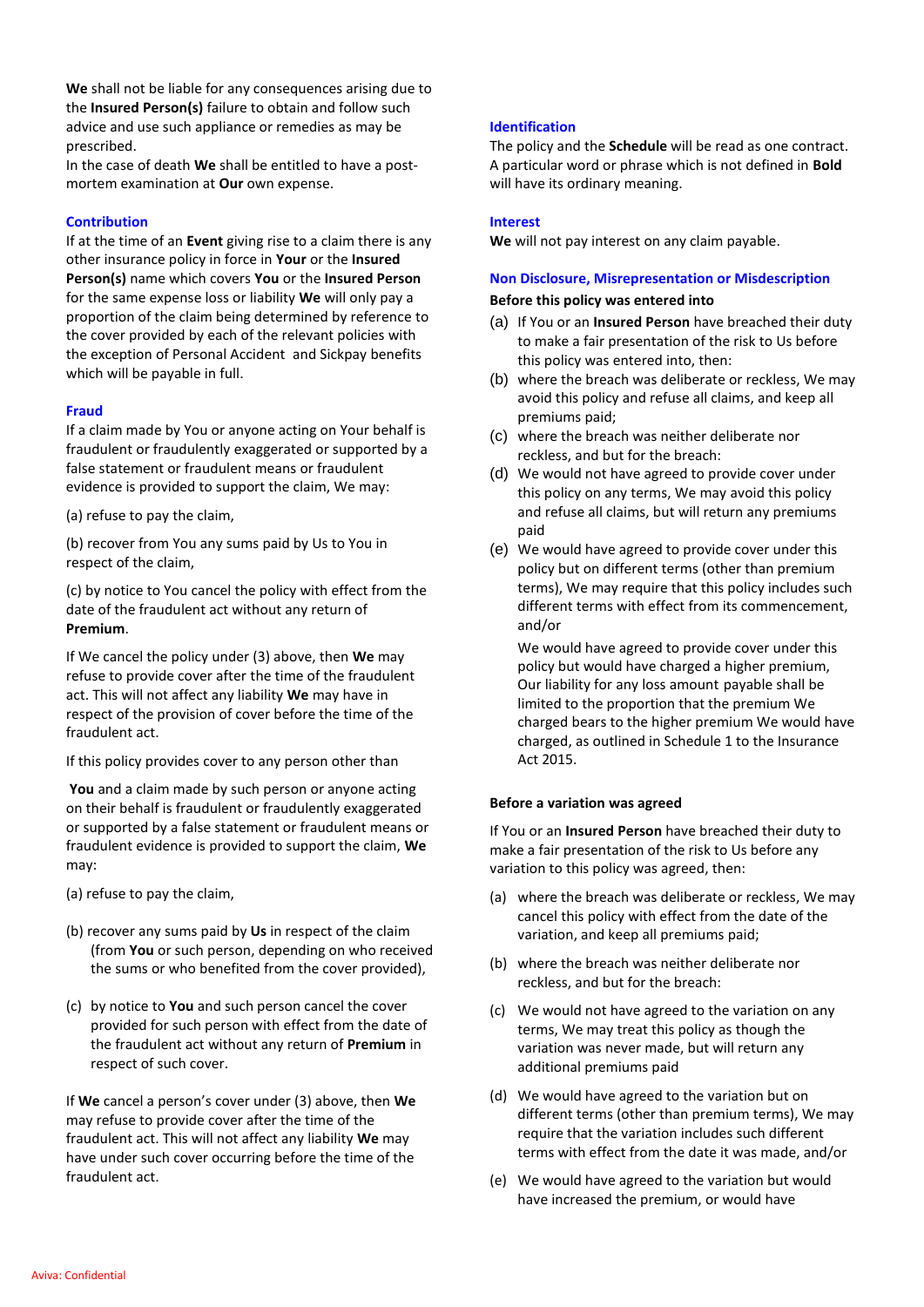**We** shall not be liable for any consequences arising due to the **Insured Person(s)** failure to obtain and follow such advice and use such appliance or remedies as may be prescribed.
In the case of death **We** shall be entitled to have a post-mortem examination at **Our** own expense.

### Contribution

If at the time of an **Event** giving rise to a claim there is any other insurance policy in force in **Your** or the **Insured Person(s)** name which covers **You** or the **Insured Person** for the same expense loss or liability **We** will only pay a proportion of the claim being determined by reference to the cover provided by each of the relevant policies with the exception of Personal Accident and Sickpay benefits which will be payable in full.

### Fraud

If a claim made by You or anyone acting on Your behalf is fraudulent or fraudulently exaggerated or supported by a false statement or fraudulent means or fraudulent evidence is provided to support the claim, We may:

(a) refuse to pay the claim,

(b) recover from You any sums paid by Us to You in respect of the claim,

(c) by notice to You cancel the policy with effect from the date of the fraudulent act without any return of **Premium**.

If We cancel the policy under (3) above, then **We** may refuse to provide cover after the time of the fraudulent act. This will not affect any liability **We** may have in respect of the provision of cover before the time of the fraudulent act.

If this policy provides cover to any person other than

**You** and a claim made by such person or anyone acting on their behalf is fraudulent or fraudulently exaggerated or supported by a false statement or fraudulent means or fraudulent evidence is provided to support the claim, **We** may:

(a) refuse to pay the claim,

(b) recover any sums paid by **Us** in respect of the claim (from **You** or such person, depending on who received the sums or who benefited from the cover provided),

(c) by notice to **You** and such person cancel the cover provided for such person with effect from the date of the fraudulent act without any return of **Premium** in respect of such cover.

If **We** cancel a person's cover under (3) above, then **We** may refuse to provide cover after the time of the fraudulent act. This will not affect any liability **We** may have under such cover occurring before the time of the fraudulent act.

### Identification

The policy and the **Schedule** will be read as one contract. A particular word or phrase which is not defined in **Bold** will have its ordinary meaning.

### Interest

**We** will not pay interest on any claim payable.

### Non Disclosure, Misrepresentation or Misdescription

**Before this policy was entered into**

(a) If You or an **Insured Person** have breached their duty to make a fair presentation of the risk to Us before this policy was entered into, then:

(b) where the breach was deliberate or reckless, We may avoid this policy and refuse all claims, and keep all premiums paid;

(c) where the breach was neither deliberate nor reckless, and but for the breach:

(d) We would not have agreed to provide cover under this policy on any terms, We may avoid this policy and refuse all claims, but will return any premiums paid

(e) We would have agreed to provide cover under this policy but on different terms (other than premium terms), We may require that this policy includes such different terms with effect from its commencement, and/or

We would have agreed to provide cover under this policy but would have charged a higher premium, Our liability for any loss amount payable shall be limited to the proportion that the premium We charged bears to the higher premium We would have charged, as outlined in Schedule 1 to the Insurance Act 2015.

**Before a variation was agreed**

If You or an **Insured Person** have breached their duty to make a fair presentation of the risk to Us before any variation to this policy was agreed, then:

(a) where the breach was deliberate or reckless, We may cancel this policy with effect from the date of the variation, and keep all premiums paid;

(b) where the breach was neither deliberate nor reckless, and but for the breach:

(c) We would not have agreed to the variation on any terms, We may treat this policy as though the variation was never made, but will return any additional premiums paid

(d) We would have agreed to the variation but on different terms (other than premium terms), We may require that the variation includes such different terms with effect from the date it was made, and/or

(e) We would have agreed to the variation but would have increased the premium, or would have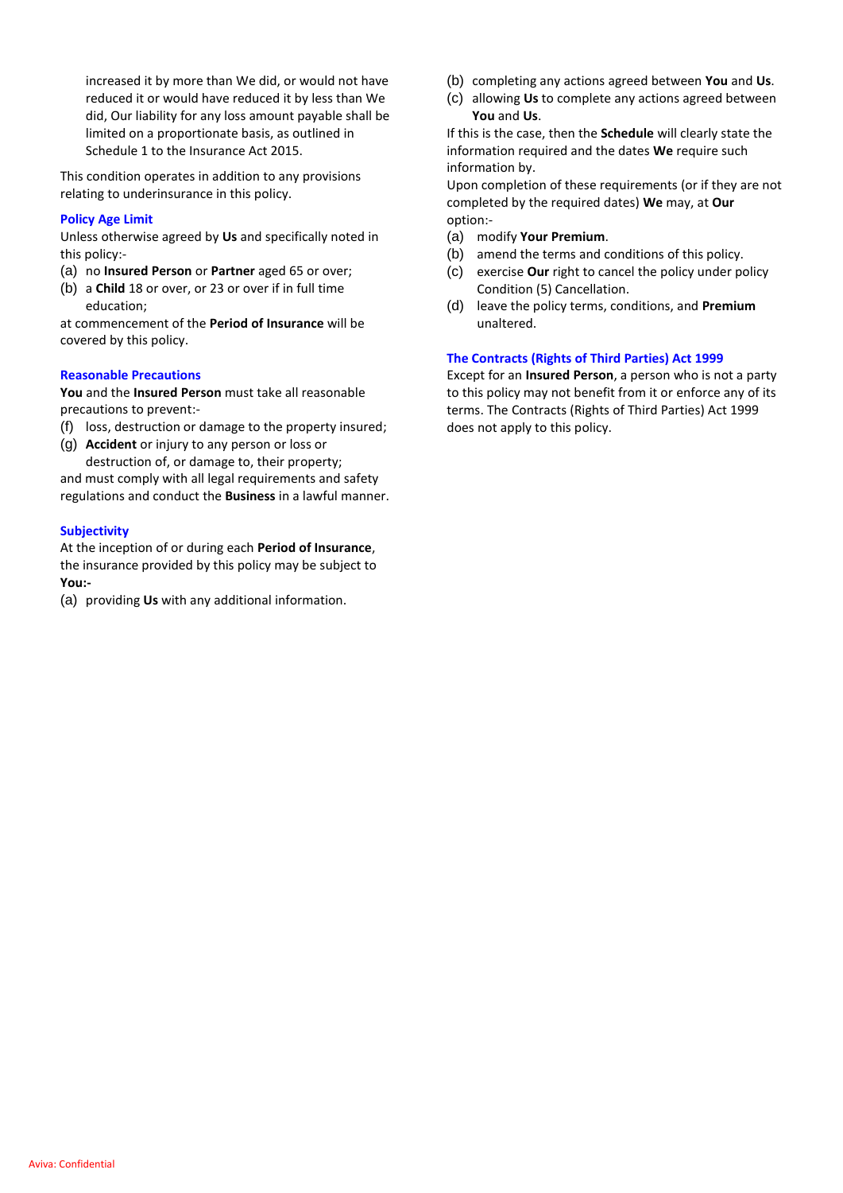increased it by more than We did, or would not have reduced it or would have reduced it by less than We did, Our liability for any loss amount payable shall be limited on a proportionate basis, as outlined in Schedule 1 to the Insurance Act 2015.

This condition operates in addition to any provisions relating to underinsurance in this policy.

### Policy Age Limit

Unless otherwise agreed by **Us** and specifically noted in this policy:-

(a) no **Insured Person** or **Partner** aged 65 or over;

(b) a **Child** 18 or over, or 23 or over if in full time education;

at commencement of the **Period of Insurance** will be covered by this policy.

### Reasonable Precautions

**You** and the **Insured Person** must take all reasonable precautions to prevent:-

(f) loss, destruction or damage to the property insured;

(g) **Accident** or injury to any person or loss or destruction of, or damage to, their property;

and must comply with all legal requirements and safety regulations and conduct the **Business** in a lawful manner.

### Subjectivity

At the inception of or during each **Period of Insurance**, the insurance provided by this policy may be subject to **You:-**

(a) providing **Us** with any additional information.

(b) completing any actions agreed between **You** and **Us**.

(c) allowing **Us** to complete any actions agreed between **You** and **Us**.

If this is the case, then the **Schedule** will clearly state the information required and the dates **We** require such information by.

Upon completion of these requirements (or if they are not completed by the required dates) **We** may, at **Our** option:-

(a) modify **Your Premium**.

(b) amend the terms and conditions of this policy.

(c) exercise **Our** right to cancel the policy under policy Condition (5) Cancellation.

(d) leave the policy terms, conditions, and **Premium** unaltered.

### The Contracts (Rights of Third Parties) Act 1999

Except for an **Insured Person**, a person who is not a party to this policy may not benefit from it or enforce any of its terms. The Contracts (Rights of Third Parties) Act 1999 does not apply to this policy.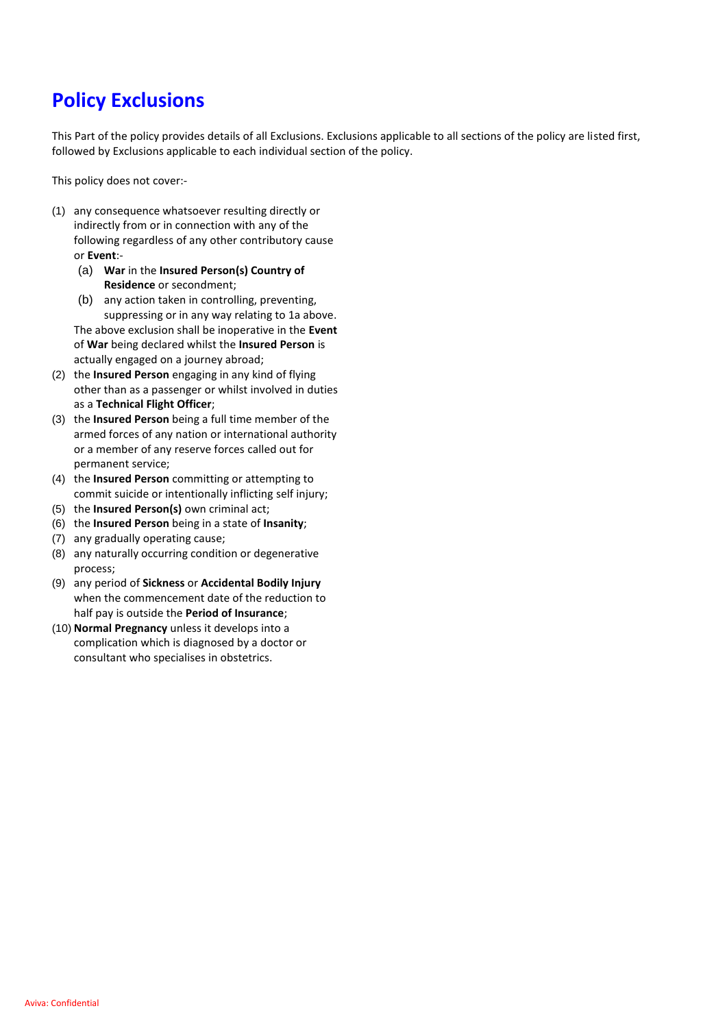# Policy Exclusions

This Part of the policy provides details of all Exclusions. Exclusions applicable to all sections of the policy are listed first, followed by Exclusions applicable to each individual section of the policy.

This policy does not cover:-

(1) any consequence whatsoever resulting directly or indirectly from or in connection with any of the following regardless of any other contributory cause or **Event**:-
   (a) **War** in the **Insured Person(s) Country of Residence** or secondment;
   (b) any action taken in controlling, preventing, suppressing or in any way relating to 1a above.

   The above exclusion shall be inoperative in the **Event** of **War** being declared whilst the **Insured Person** is actually engaged on a journey abroad;
(2) the **Insured Person** engaging in any kind of flying other than as a passenger or whilst involved in duties as a **Technical Flight Officer**;
(3) the **Insured Person** being a full time member of the armed forces of any nation or international authority or a member of any reserve forces called out for permanent service;
(4) the **Insured Person** committing or attempting to commit suicide or intentionally inflicting self injury;
(5) the **Insured Person(s)** own criminal act;
(6) the **Insured Person** being in a state of **Insanity**;
(7) any gradually operating cause;
(8) any naturally occurring condition or degenerative process;
(9) any period of **Sickness** or **Accidental Bodily Injury** when the commencement date of the reduction to half pay is outside the **Period of Insurance**;
(10) **Normal Pregnancy** unless it develops into a complication which is diagnosed by a doctor or consultant who specialises in obstetrics.